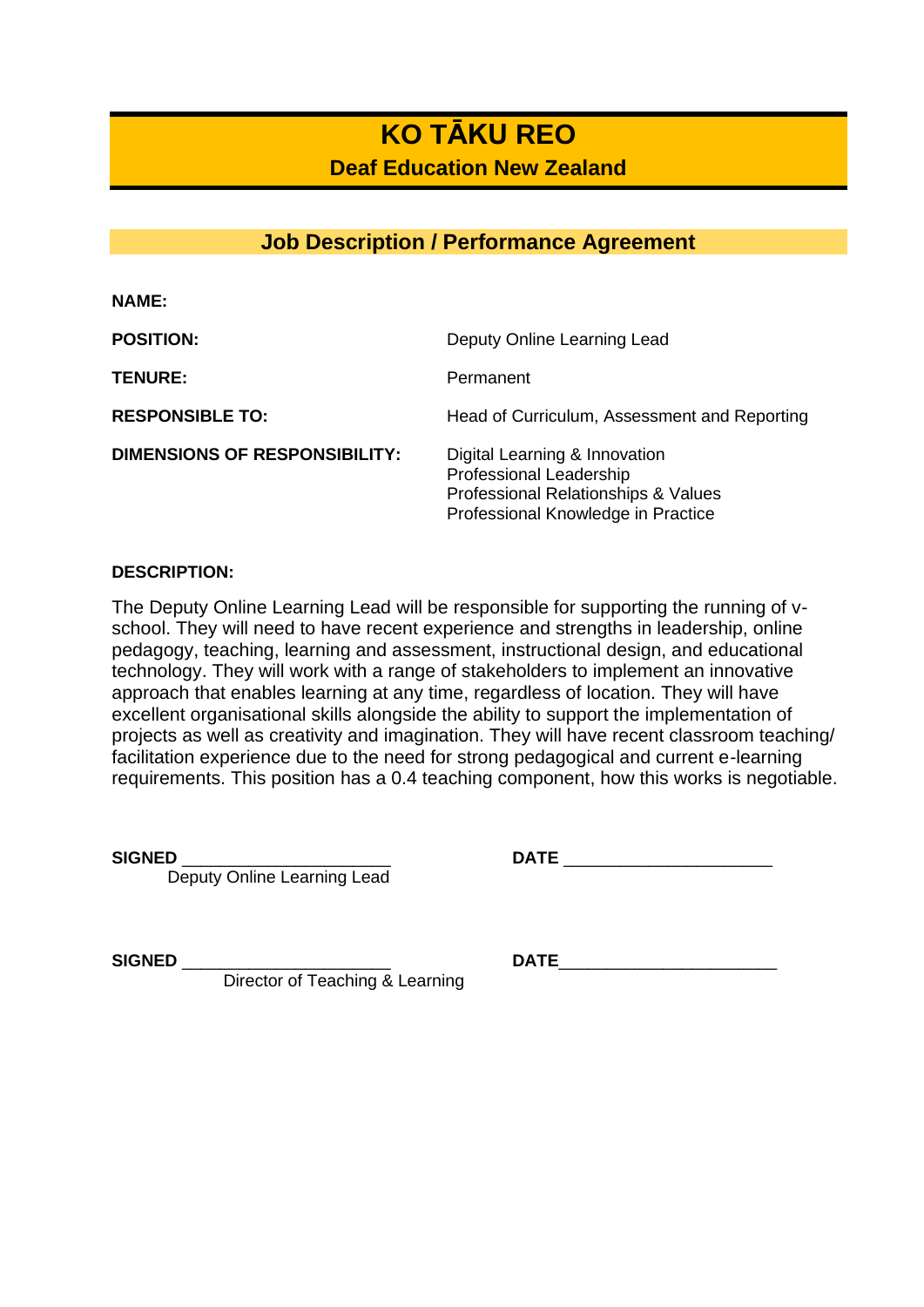# KO TĀKU REO

## Deaf Education New Zealand

## Job Description / Performance Agreement

| | |
|---|---|
| **NAME:** | |
| **POSITION:** | Deputy Online Learning Lead |
| **TENURE:** | Permanent |
| **RESPONSIBLE TO:** | Head of Curriculum, Assessment and Reporting |
| **DIMENSIONS OF RESPONSIBILITY:** | Digital Learning & Innovation<br>Professional Leadership<br>Professional Relationships & Values<br>Professional Knowledge in Practice |

**DESCRIPTION:**

The Deputy Online Learning Lead will be responsible for supporting the running of v-school. They will need to have recent experience and strengths in leadership, online pedagogy, teaching, learning and assessment, instructional design, and educational technology. They will work with a range of stakeholders to implement an innovative approach that enables learning at any time, regardless of location. They will have excellent organisational skills alongside the ability to support the implementation of projects as well as creativity and imagination. They will have recent classroom teaching/ facilitation experience due to the need for strong pedagogical and current e-learning requirements. This position has a 0.4 teaching component, how this works is negotiable.

**SIGNED** ______________________ **DATE** ______________________
Deputy Online Learning Lead

**SIGNED** ______________________ **DATE** ______________________
Director of Teaching & Learning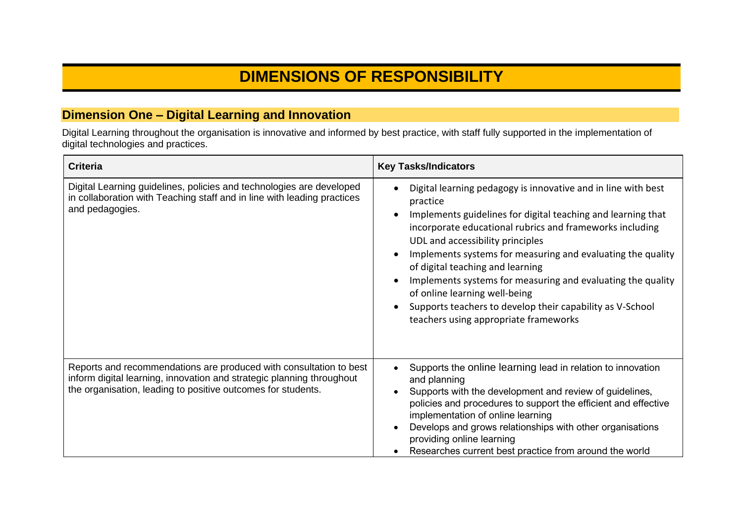# DIMENSIONS OF RESPONSIBILITY

## Dimension One – Digital Learning and Innovation

Digital Learning throughout the organisation is innovative and informed by best practice, with staff fully supported in the implementation of digital technologies and practices.

| Criteria | Key Tasks/Indicators |
|---|---|
| Digital Learning guidelines, policies and technologies are developed in collaboration with Teaching staff and in line with leading practices and pedagogies. | • Digital learning pedagogy is innovative and in line with best practice<br>• Implements guidelines for digital teaching and learning that incorporate educational rubrics and frameworks including UDL and accessibility principles<br>• Implements systems for measuring and evaluating the quality of digital teaching and learning<br>• Implements systems for measuring and evaluating the quality of online learning well-being<br>• Supports teachers to develop their capability as V-School teachers using appropriate frameworks |
| Reports and recommendations are produced with consultation to best inform digital learning, innovation and strategic planning throughout the organisation, leading to positive outcomes for students. | • Supports the online learning lead in relation to innovation and planning<br>• Supports with the development and review of guidelines, policies and procedures to support the efficient and effective implementation of online learning<br>• Develops and grows relationships with other organisations providing online learning<br>• Researches current best practice from around the world |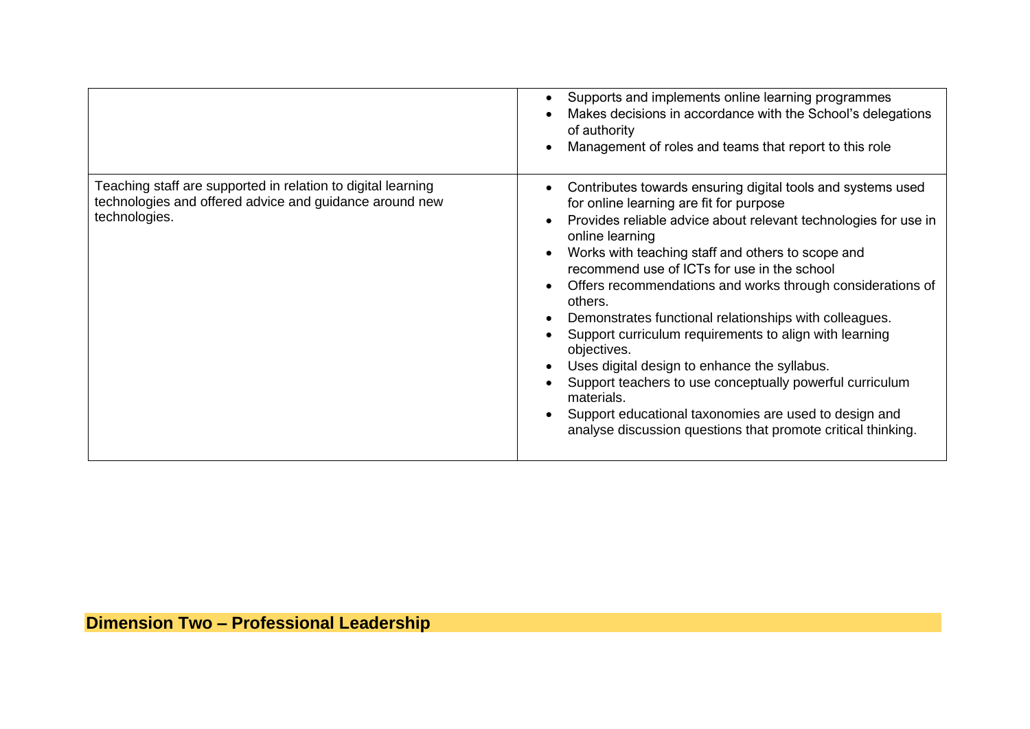| | |
|---|---|
| | • Supports and implements online learning programmes<br>• Makes decisions in accordance with the School's delegations of authority<br>• Management of roles and teams that report to this role |
| Teaching staff are supported in relation to digital learning technologies and offered advice and guidance around new technologies. | • Contributes towards ensuring digital tools and systems used for online learning are fit for purpose<br>• Provides reliable advice about relevant technologies for use in online learning<br>• Works with teaching staff and others to scope and recommend use of ICTs for use in the school<br>• Offers recommendations and works through considerations of others.<br>• Demonstrates functional relationships with colleagues.<br>• Support curriculum requirements to align with learning objectives.<br>• Uses digital design to enhance the syllabus.<br>• Support teachers to use conceptually powerful curriculum materials.<br>• Support educational taxonomies are used to design and analyse discussion questions that promote critical thinking. |

## Dimension Two – Professional Leadership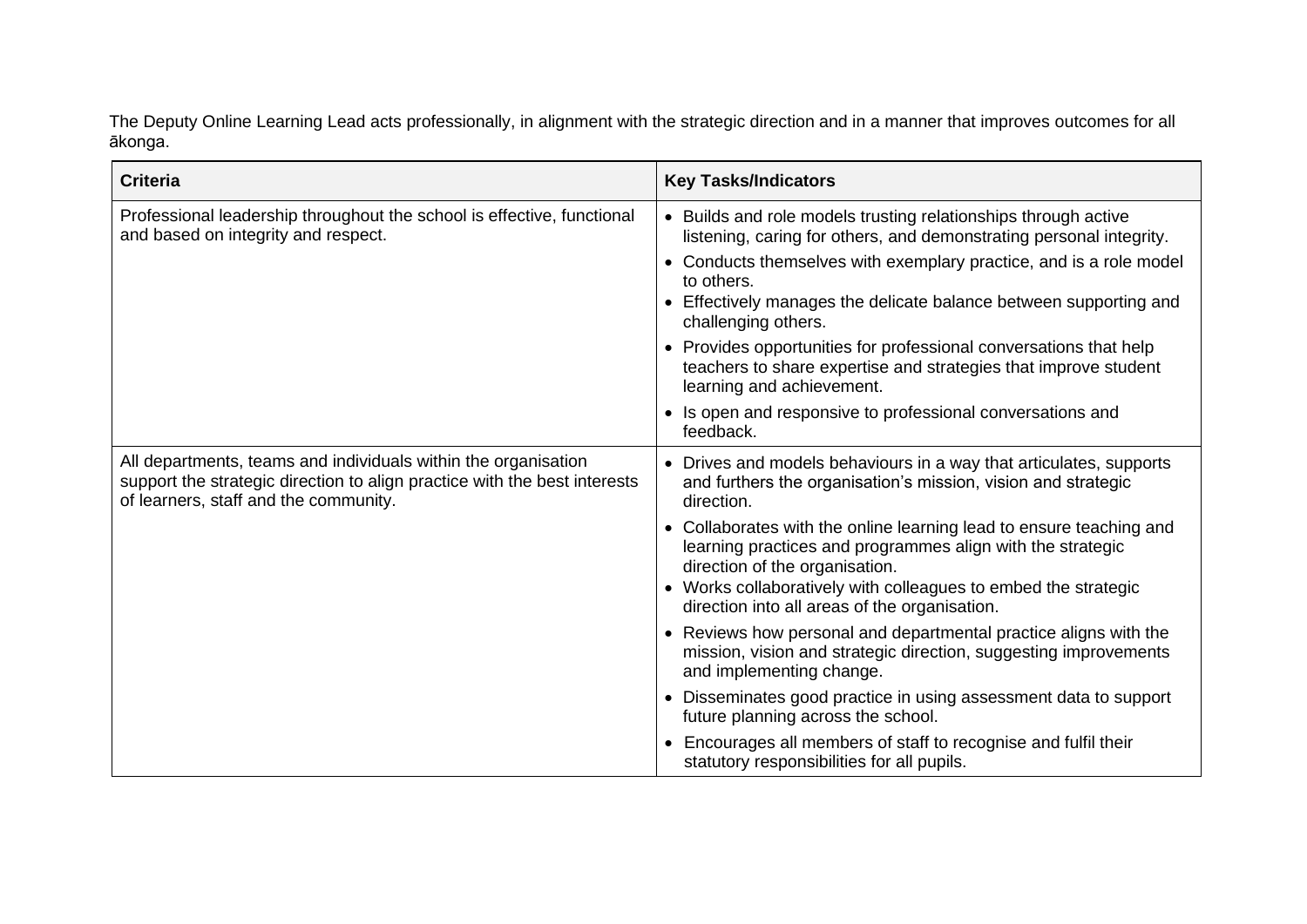The Deputy Online Learning Lead acts professionally, in alignment with the strategic direction and in a manner that improves outcomes for all ākonga.

| Criteria | Key Tasks/Indicators |
|---|---|
| Professional leadership throughout the school is effective, functional and based on integrity and respect. | • Builds and role models trusting relationships through active listening, caring for others, and demonstrating personal integrity.<br>• Conducts themselves with exemplary practice, and is a role model to others.<br>• Effectively manages the delicate balance between supporting and challenging others.<br>• Provides opportunities for professional conversations that help teachers to share expertise and strategies that improve student learning and achievement.<br>• Is open and responsive to professional conversations and feedback. |
| All departments, teams and individuals within the organisation support the strategic direction to align practice with the best interests of learners, staff and the community. | • Drives and models behaviours in a way that articulates, supports and furthers the organisation's mission, vision and strategic direction.<br>• Collaborates with the online learning lead to ensure teaching and learning practices and programmes align with the strategic direction of the organisation.<br>• Works collaboratively with colleagues to embed the strategic direction into all areas of the organisation.<br>• Reviews how personal and departmental practice aligns with the mission, vision and strategic direction, suggesting improvements and implementing change.<br>• Disseminates good practice in using assessment data to support future planning across the school.<br>• Encourages all members of staff to recognise and fulfil their statutory responsibilities for all pupils. |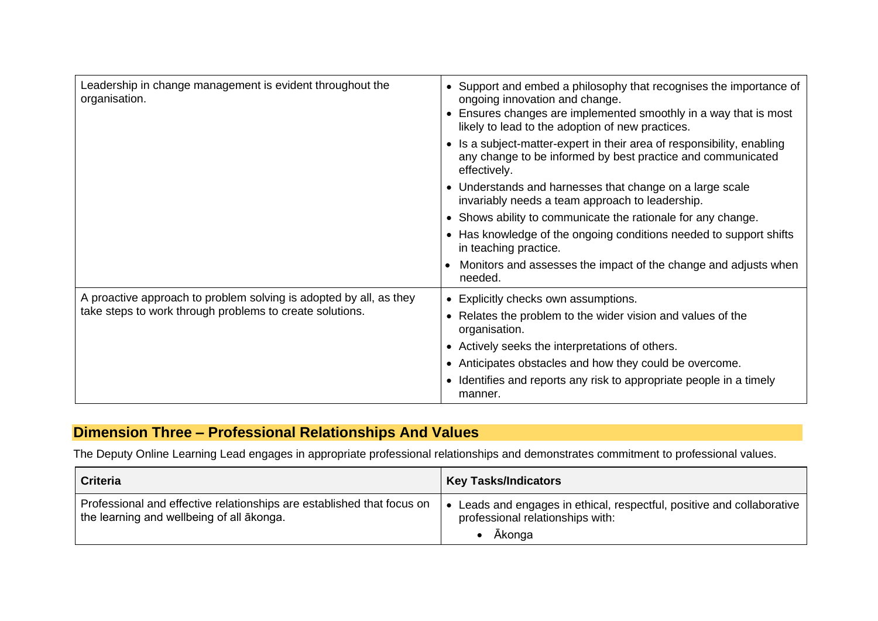| | |
|---|---|
| Leadership in change management is evident throughout the organisation. | • Support and embed a philosophy that recognises the importance of ongoing innovation and change.<br>• Ensures changes are implemented smoothly in a way that is most likely to lead to the adoption of new practices.<br>• Is a subject-matter-expert in their area of responsibility, enabling any change to be informed by best practice and communicated effectively.<br>• Understands and harnesses that change on a large scale invariably needs a team approach to leadership.<br>• Shows ability to communicate the rationale for any change.<br>• Has knowledge of the ongoing conditions needed to support shifts in teaching practice.<br>• Monitors and assesses the impact of the change and adjusts when needed. |
| A proactive approach to problem solving is adopted by all, as they take steps to work through problems to create solutions. | • Explicitly checks own assumptions.<br>• Relates the problem to the wider vision and values of the organisation.<br>• Actively seeks the interpretations of others.<br>• Anticipates obstacles and how they could be overcome.<br>• Identifies and reports any risk to appropriate people in a timely manner. |

## Dimension Three – Professional Relationships And Values

The Deputy Online Learning Lead engages in appropriate professional relationships and demonstrates commitment to professional values.

| Criteria | Key Tasks/Indicators |
|---|---|
| Professional and effective relationships are established that focus on the learning and wellbeing of all ākonga. | • Leads and engages in ethical, respectful, positive and collaborative professional relationships with:<br>&nbsp;&nbsp;&nbsp;&nbsp;• Ākonga |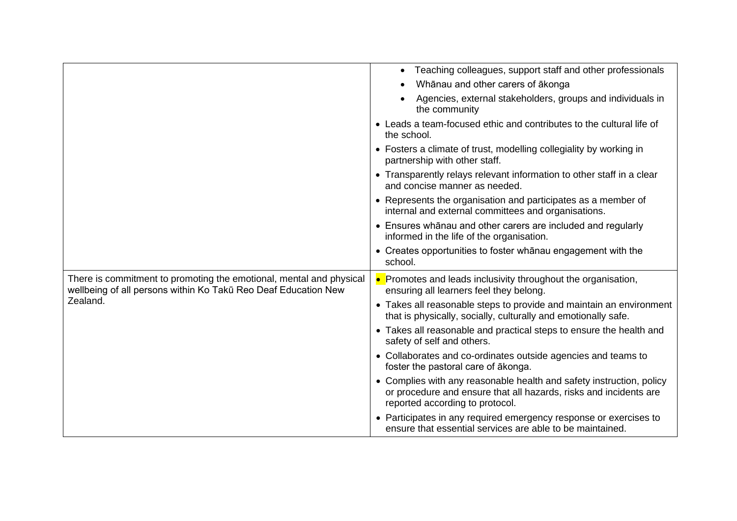| | |
|---|---|
| | • Teaching colleagues, support staff and other professionals<br>• Whānau and other carers of ākonga<br>• Agencies, external stakeholders, groups and individuals in the community<br><br>• Leads a team-focused ethic and contributes to the cultural life of the school.<br>• Fosters a climate of trust, modelling collegiality by working in partnership with other staff.<br>• Transparently relays relevant information to other staff in a clear and concise manner as needed.<br>• Represents the organisation and participates as a member of internal and external committees and organisations.<br>• Ensures whānau and other carers are included and regularly informed in the life of the organisation.<br>• Creates opportunities to foster whānau engagement with the school. |
| There is commitment to promoting the emotional, mental and physical wellbeing of all persons within Ko Takū Reo Deaf Education New Zealand. | • Promotes and leads inclusivity throughout the organisation, ensuring all learners feel they belong.<br>• Takes all reasonable steps to provide and maintain an environment that is physically, socially, culturally and emotionally safe.<br>• Takes all reasonable and practical steps to ensure the health and safety of self and others.<br>• Collaborates and co-ordinates outside agencies and teams to foster the pastoral care of ākonga.<br>• Complies with any reasonable health and safety instruction, policy or procedure and ensure that all hazards, risks and incidents are reported according to protocol.<br>• Participates in any required emergency response or exercises to ensure that essential services are able to be maintained. |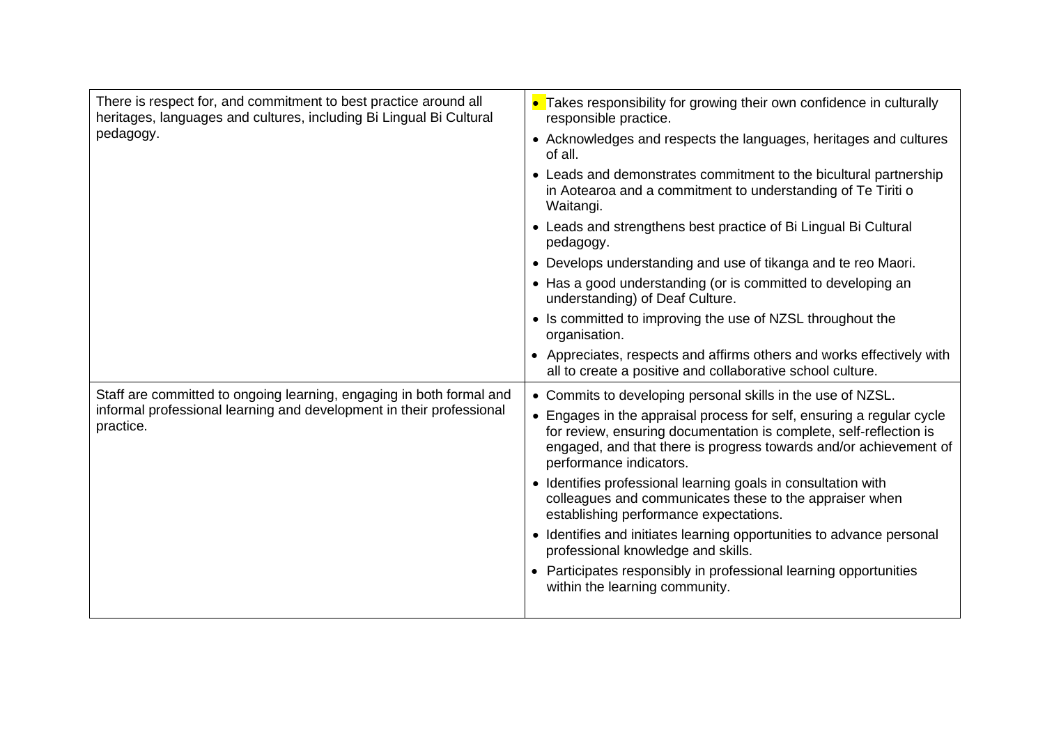| | |
|---|---|
| There is respect for, and commitment to best practice around all heritages, languages and cultures, including Bi Lingual Bi Cultural pedagogy. | • Takes responsibility for growing their own confidence in culturally responsible practice.<br>• Acknowledges and respects the languages, heritages and cultures of all.<br>• Leads and demonstrates commitment to the bicultural partnership in Aotearoa and a commitment to understanding of Te Tiriti o Waitangi.<br>• Leads and strengthens best practice of Bi Lingual Bi Cultural pedagogy.<br>• Develops understanding and use of tikanga and te reo Maori.<br>• Has a good understanding (or is committed to developing an understanding) of Deaf Culture.<br>• Is committed to improving the use of NZSL throughout the organisation.<br>• Appreciates, respects and affirms others and works effectively with all to create a positive and collaborative school culture. |
| Staff are committed to ongoing learning, engaging in both formal and informal professional learning and development in their professional practice. | • Commits to developing personal skills in the use of NZSL.<br>• Engages in the appraisal process for self, ensuring a regular cycle for review, ensuring documentation is complete, self-reflection is engaged, and that there is progress towards and/or achievement of performance indicators.<br>• Identifies professional learning goals in consultation with colleagues and communicates these to the appraiser when establishing performance expectations.<br>• Identifies and initiates learning opportunities to advance personal professional knowledge and skills.<br>• Participates responsibly in professional learning opportunities within the learning community. |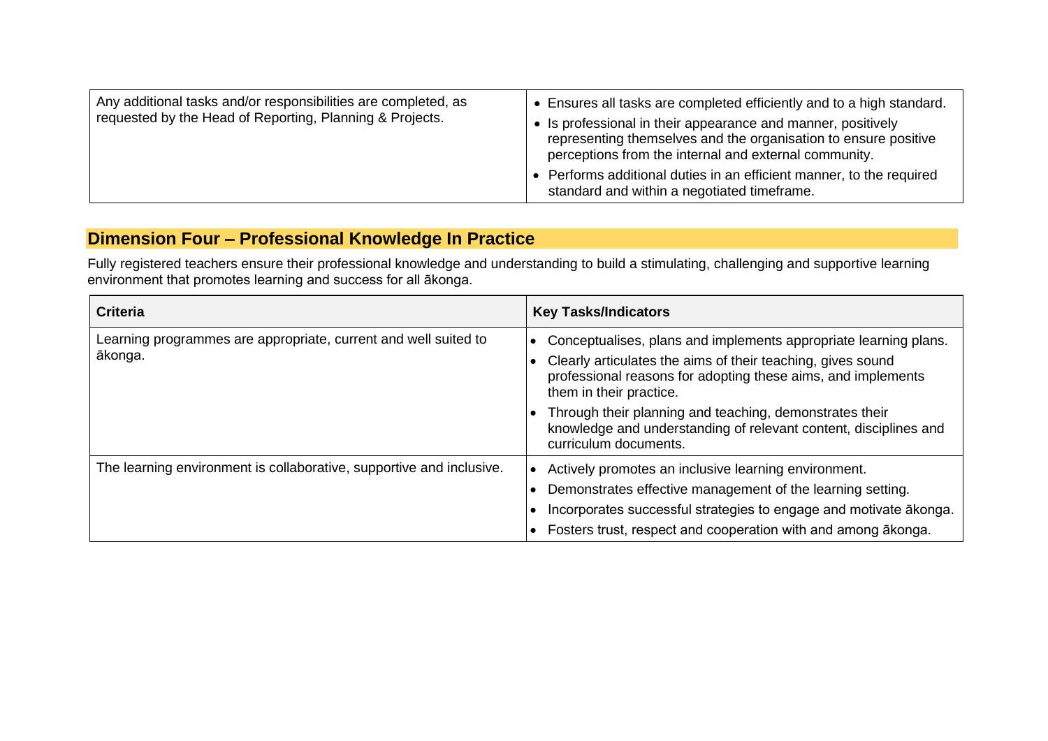| | |
|---|---|
| Any additional tasks and/or responsibilities are completed, as requested by the Head of Reporting, Planning & Projects. | • Ensures all tasks are completed efficiently and to a high standard.<br>• Is professional in their appearance and manner, positively representing themselves and the organisation to ensure positive perceptions from the internal and external community.<br>• Performs additional duties in an efficient manner, to the required standard and within a negotiated timeframe. |

## Dimension Four – Professional Knowledge In Practice

Fully registered teachers ensure their professional knowledge and understanding to build a stimulating, challenging and supportive learning environment that promotes learning and success for all ākonga.

| Criteria | Key Tasks/Indicators |
|---|---|
| Learning programmes are appropriate, current and well suited to ākonga. | • Conceptualises, plans and implements appropriate learning plans.<br>• Clearly articulates the aims of their teaching, gives sound professional reasons for adopting these aims, and implements them in their practice.<br>• Through their planning and teaching, demonstrates their knowledge and understanding of relevant content, disciplines and curriculum documents. |
| The learning environment is collaborative, supportive and inclusive. | • Actively promotes an inclusive learning environment.<br>• Demonstrates effective management of the learning setting.<br>• Incorporates successful strategies to engage and motivate ākonga.<br>• Fosters trust, respect and cooperation with and among ākonga. |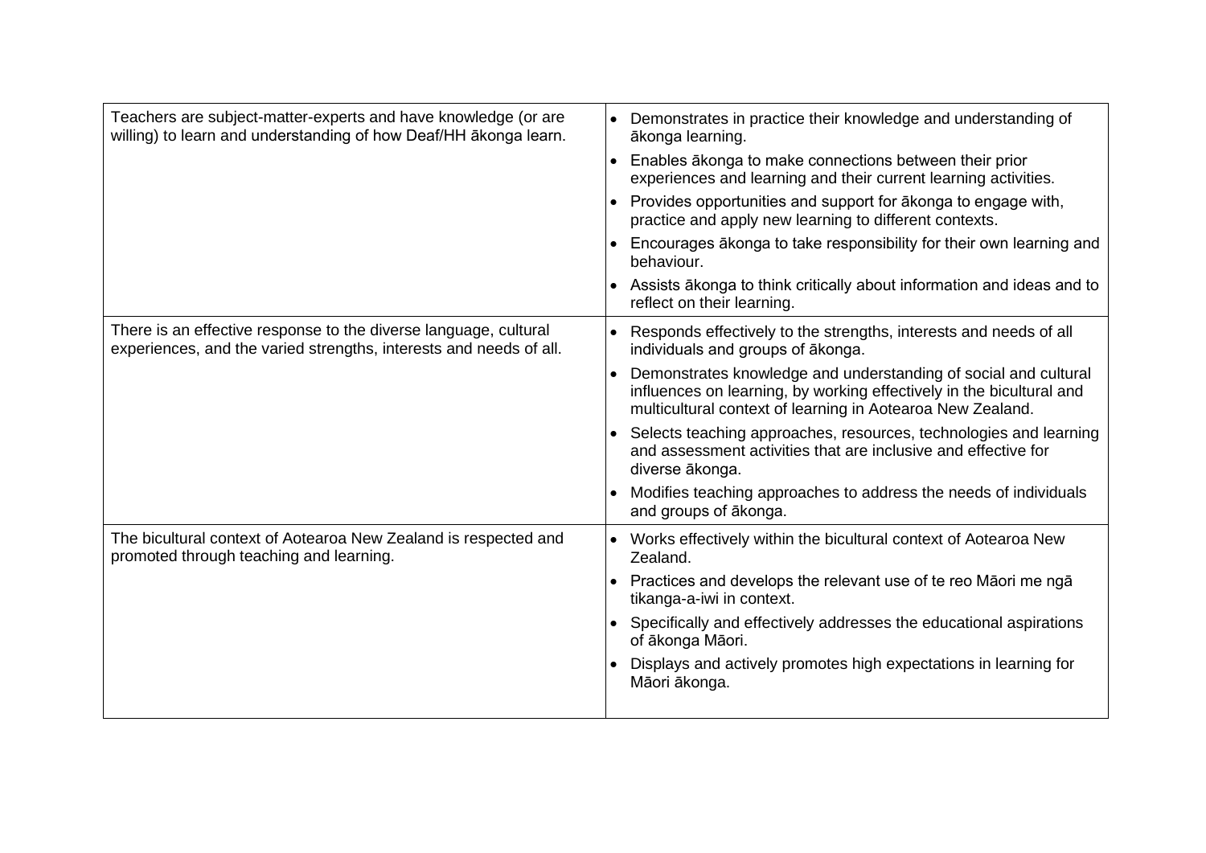| | |
|---|---|
| Teachers are subject-matter-experts and have knowledge (or are willing) to learn and understanding of how Deaf/HH ākonga learn. | • Demonstrates in practice their knowledge and understanding of ākonga learning.<br>• Enables ākonga to make connections between their prior experiences and learning and their current learning activities.<br>• Provides opportunities and support for ākonga to engage with, practice and apply new learning to different contexts.<br>• Encourages ākonga to take responsibility for their own learning and behaviour.<br>• Assists ākonga to think critically about information and ideas and to reflect on their learning. |
| There is an effective response to the diverse language, cultural experiences, and the varied strengths, interests and needs of all. | • Responds effectively to the strengths, interests and needs of all individuals and groups of ākonga.<br>• Demonstrates knowledge and understanding of social and cultural influences on learning, by working effectively in the bicultural and multicultural context of learning in Aotearoa New Zealand.<br>• Selects teaching approaches, resources, technologies and learning and assessment activities that are inclusive and effective for diverse ākonga.<br>• Modifies teaching approaches to address the needs of individuals and groups of ākonga. |
| The bicultural context of Aotearoa New Zealand is respected and promoted through teaching and learning. | • Works effectively within the bicultural context of Aotearoa New Zealand.<br>• Practices and develops the relevant use of te reo Māori me ngā tikanga-a-iwi in context.<br>• Specifically and effectively addresses the educational aspirations of ākonga Māori.<br>• Displays and actively promotes high expectations in learning for Māori ākonga. |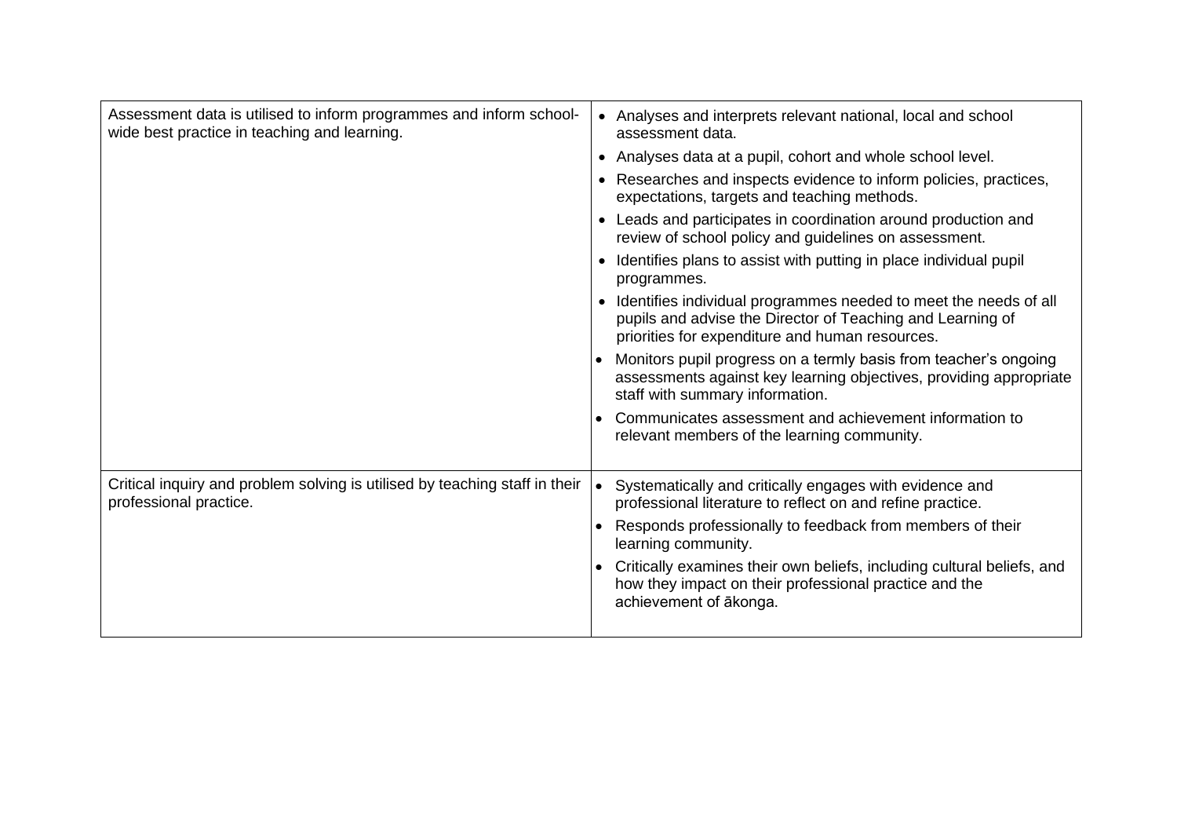| | |
|---|---|
| Assessment data is utilised to inform programmes and inform school-wide best practice in teaching and learning. | • Analyses and interprets relevant national, local and school assessment data.<br>• Analyses data at a pupil, cohort and whole school level.<br>• Researches and inspects evidence to inform policies, practices, expectations, targets and teaching methods.<br>• Leads and participates in coordination around production and review of school policy and guidelines on assessment.<br>• Identifies plans to assist with putting in place individual pupil programmes.<br>• Identifies individual programmes needed to meet the needs of all pupils and advise the Director of Teaching and Learning of priorities for expenditure and human resources.<br>• Monitors pupil progress on a termly basis from teacher's ongoing assessments against key learning objectives, providing appropriate staff with summary information.<br>• Communicates assessment and achievement information to relevant members of the learning community. |
| Critical inquiry and problem solving is utilised by teaching staff in their professional practice. | • Systematically and critically engages with evidence and professional literature to reflect on and refine practice.<br>• Responds professionally to feedback from members of their learning community.<br>• Critically examines their own beliefs, including cultural beliefs, and how they impact on their professional practice and the achievement of ākonga. |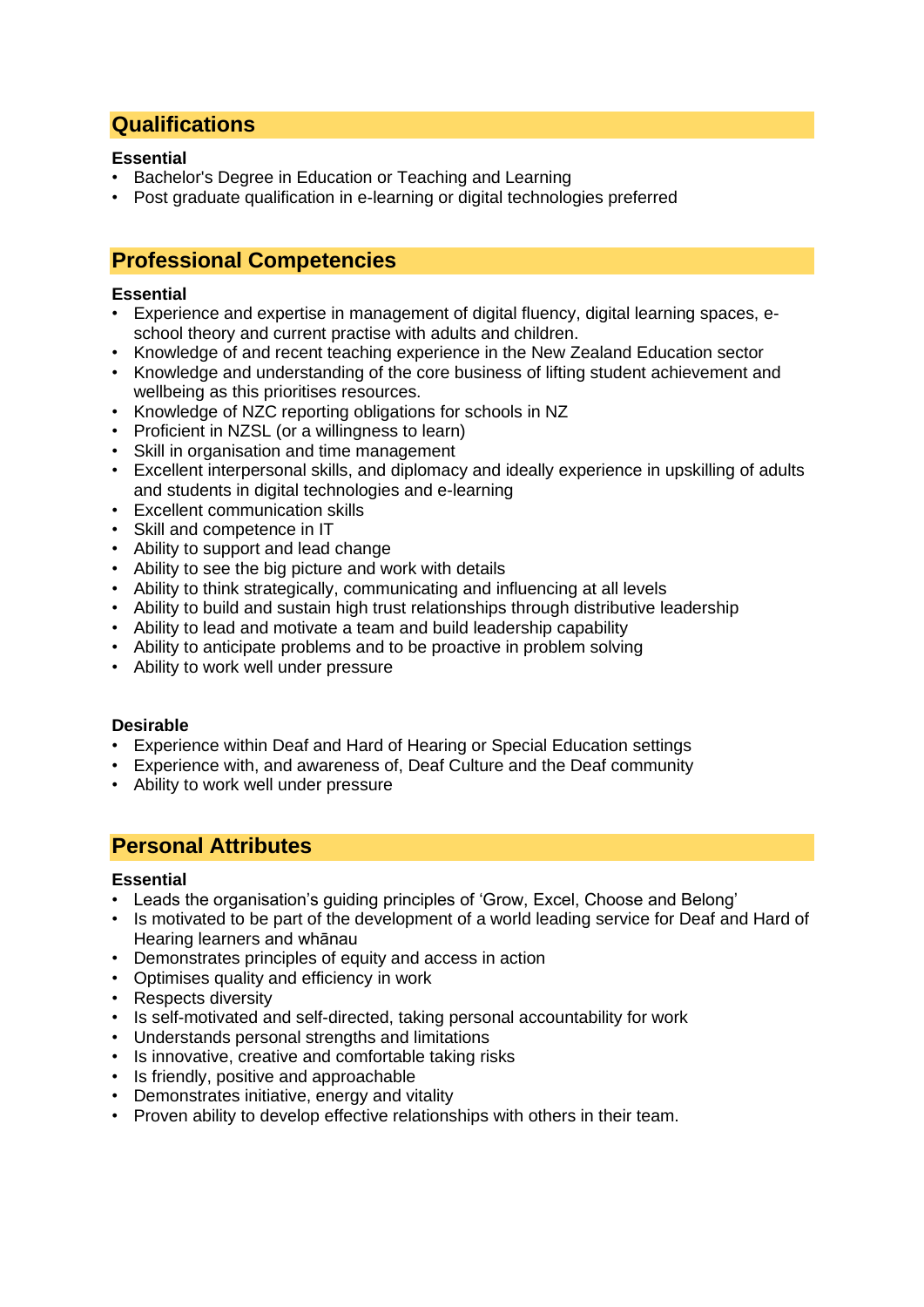## Qualifications

**Essential**

- Bachelor's Degree in Education or Teaching and Learning
- Post graduate qualification in e-learning or digital technologies preferred

## Professional Competencies

**Essential**

- Experience and expertise in management of digital fluency, digital learning spaces, e-school theory and current practise with adults and children.
- Knowledge of and recent teaching experience in the New Zealand Education sector
- Knowledge and understanding of the core business of lifting student achievement and wellbeing as this prioritises resources.
- Knowledge of NZC reporting obligations for schools in NZ
- Proficient in NZSL (or a willingness to learn)
- Skill in organisation and time management
- Excellent interpersonal skills, and diplomacy and ideally experience in upskilling of adults and students in digital technologies and e-learning
- Excellent communication skills
- Skill and competence in IT
- Ability to support and lead change
- Ability to see the big picture and work with details
- Ability to think strategically, communicating and influencing at all levels
- Ability to build and sustain high trust relationships through distributive leadership
- Ability to lead and motivate a team and build leadership capability
- Ability to anticipate problems and to be proactive in problem solving
- Ability to work well under pressure

**Desirable**

- Experience within Deaf and Hard of Hearing or Special Education settings
- Experience with, and awareness of, Deaf Culture and the Deaf community
- Ability to work well under pressure

## Personal Attributes

**Essential**

- Leads the organisation's guiding principles of 'Grow, Excel, Choose and Belong'
- Is motivated to be part of the development of a world leading service for Deaf and Hard of Hearing learners and whānau
- Demonstrates principles of equity and access in action
- Optimises quality and efficiency in work
- Respects diversity
- Is self-motivated and self-directed, taking personal accountability for work
- Understands personal strengths and limitations
- Is innovative, creative and comfortable taking risks
- Is friendly, positive and approachable
- Demonstrates initiative, energy and vitality
- Proven ability to develop effective relationships with others in their team.